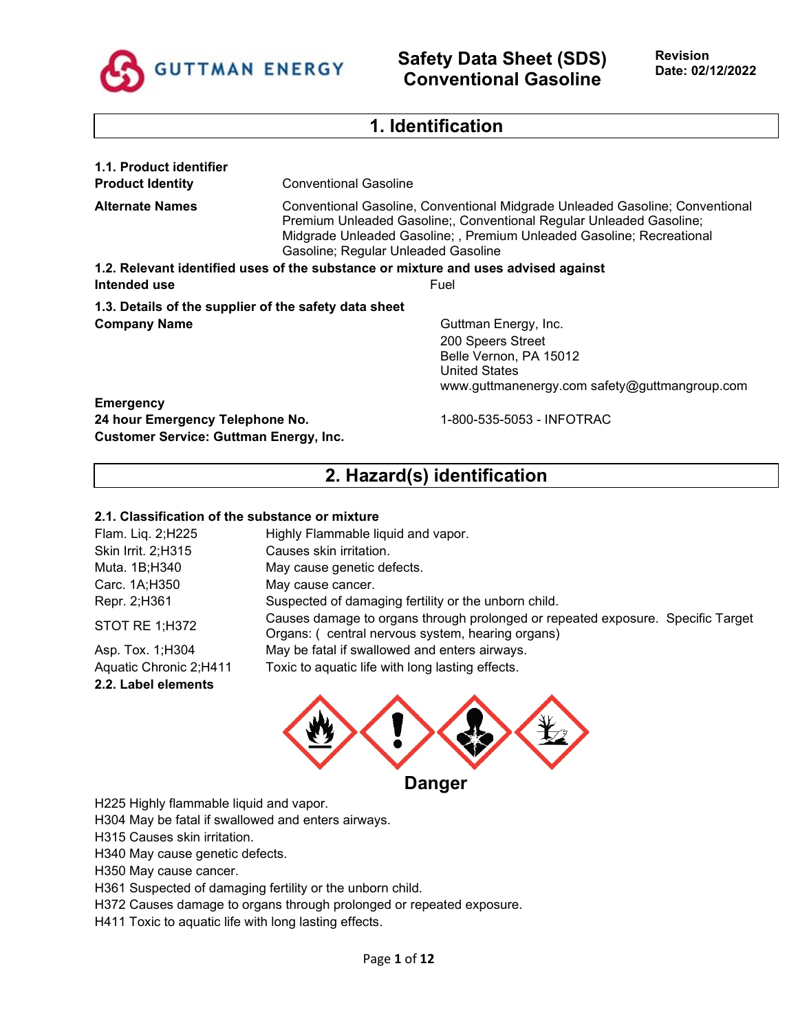# Safety Data Sheet (SDS) Conventional Gasoline

**Revision Date: 02/12/2022**

## 1. Identification

**1.1. Product identifier**

| | |
|---|---|
| **Product Identity** | Conventional Gasoline |
| **Alternate Names** | Conventional Gasoline, Conventional Midgrade Unleaded Gasoline; Conventional Premium Unleaded Gasoline;, Conventional Regular Unleaded Gasoline; Midgrade Unleaded Gasoline; , Premium Unleaded Gasoline; Recreational Gasoline; Regular Unleaded Gasoline |

**1.2. Relevant identified uses of the substance or mixture and uses advised against**

| | |
|---|---|
| **Intended use** | Fuel |

**1.3. Details of the supplier of the safety data sheet**

**Company Name**

Guttman Energy, Inc.
200 Speers Street
Belle Vernon, PA 15012
United States
www.guttmanenergy.com safety@guttmangroup.com

**Emergency**
**24 hour Emergency Telephone No.** 1-800-535-5053 - INFOTRAC
**Customer Service: Guttman Energy, Inc.**

## 2. Hazard(s) identification

**2.1. Classification of the substance or mixture**

| | |
|---|---|
| Flam. Liq. 2;H225 | Highly Flammable liquid and vapor. |
| Skin Irrit. 2;H315 | Causes skin irritation. |
| Muta. 1B;H340 | May cause genetic defects. |
| Carc. 1A;H350 | May cause cancer. |
| Repr. 2;H361 | Suspected of damaging fertility or the unborn child. |
| STOT RE 1;H372 | Causes damage to organs through prolonged or repeated exposure. Specific Target Organs: ( central nervous system, hearing organs) |
| Asp. Tox. 1;H304 | May be fatal if swallowed and enters airways. |
| Aquatic Chronic 2;H411 | Toxic to aquatic life with long lasting effects. |

**2.2. Label elements**

**Danger**

H225 Highly flammable liquid and vapor.
H304 May be fatal if swallowed and enters airways.
H315 Causes skin irritation.
H340 May cause genetic defects.
H350 May cause cancer.
H361 Suspected of damaging fertility or the unborn child.
H372 Causes damage to organs through prolonged or repeated exposure.
H411 Toxic to aquatic life with long lasting effects.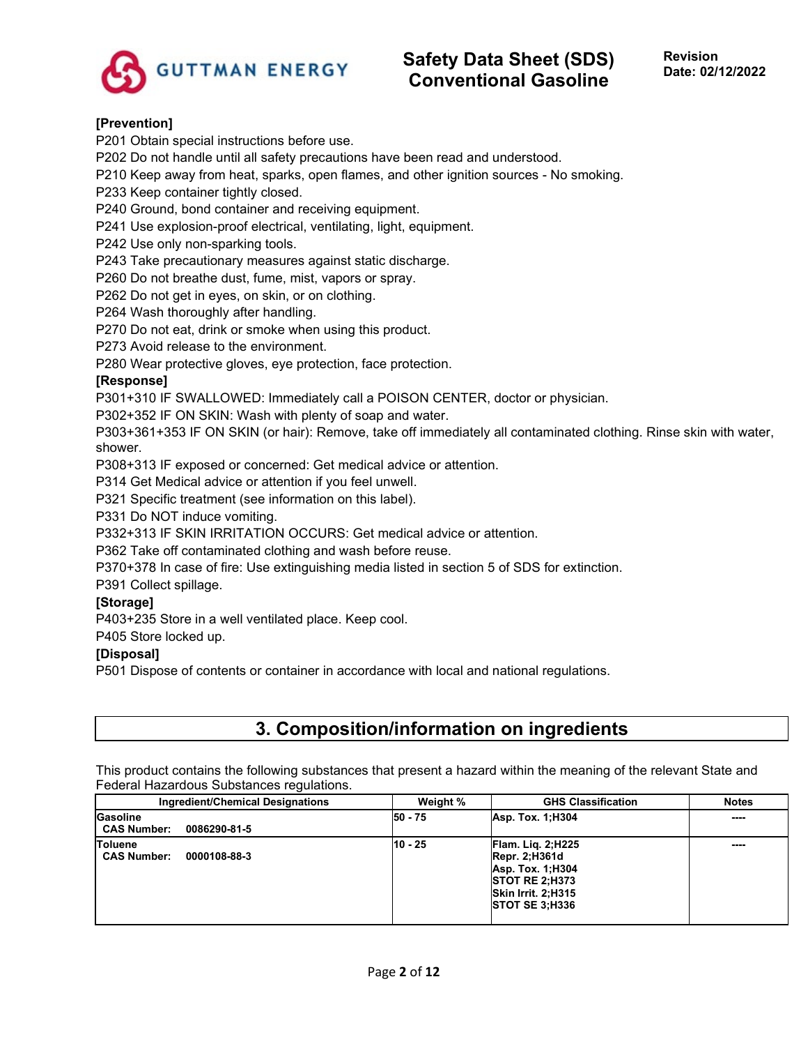**[Prevention]**

P201 Obtain special instructions before use.
P202 Do not handle until all safety precautions have been read and understood.
P210 Keep away from heat, sparks, open flames, and other ignition sources - No smoking.
P233 Keep container tightly closed.
P240 Ground, bond container and receiving equipment.
P241 Use explosion-proof electrical, ventilating, light, equipment.
P242 Use only non-sparking tools.
P243 Take precautionary measures against static discharge.
P260 Do not breathe dust, fume, mist, vapors or spray.
P262 Do not get in eyes, on skin, or on clothing.
P264 Wash thoroughly after handling.
P270 Do not eat, drink or smoke when using this product.
P273 Avoid release to the environment.
P280 Wear protective gloves, eye protection, face protection.

**[Response]**

P301+310 IF SWALLOWED: Immediately call a POISON CENTER, doctor or physician.
P302+352 IF ON SKIN: Wash with plenty of soap and water.
P303+361+353 IF ON SKIN (or hair): Remove, take off immediately all contaminated clothing. Rinse skin with water, shower.
P308+313 IF exposed or concerned: Get medical advice or attention.
P314 Get Medical advice or attention if you feel unwell.
P321 Specific treatment (see information on this label).
P331 Do NOT induce vomiting.
P332+313 IF SKIN IRRITATION OCCURS: Get medical advice or attention.
P362 Take off contaminated clothing and wash before reuse.
P370+378 In case of fire: Use extinguishing media listed in section 5 of SDS for extinction.
P391 Collect spillage.

**[Storage]**

P403+235 Store in a well ventilated place. Keep cool.
P405 Store locked up.

**[Disposal]**

P501 Dispose of contents or container in accordance with local and national regulations.

## 3. Composition/information on ingredients

This product contains the following substances that present a hazard within the meaning of the relevant State and Federal Hazardous Substances regulations.

| Ingredient/Chemical Designations | Weight % | GHS Classification | Notes |
|---|---|---|---|
| **Gasoline**<br>**CAS Number: 0086290-81-5** | **50 - 75** | **Asp. Tox. 1;H304** | **----** |
| **Toluene**<br>**CAS Number: 0000108-88-3** | **10 - 25** | **Flam. Liq. 2;H225**<br>**Repr. 2;H361d**<br>**Asp. Tox. 1;H304**<br>**STOT RE 2;H373**<br>**Skin Irrit. 2;H315**<br>**STOT SE 3;H336** | **----** |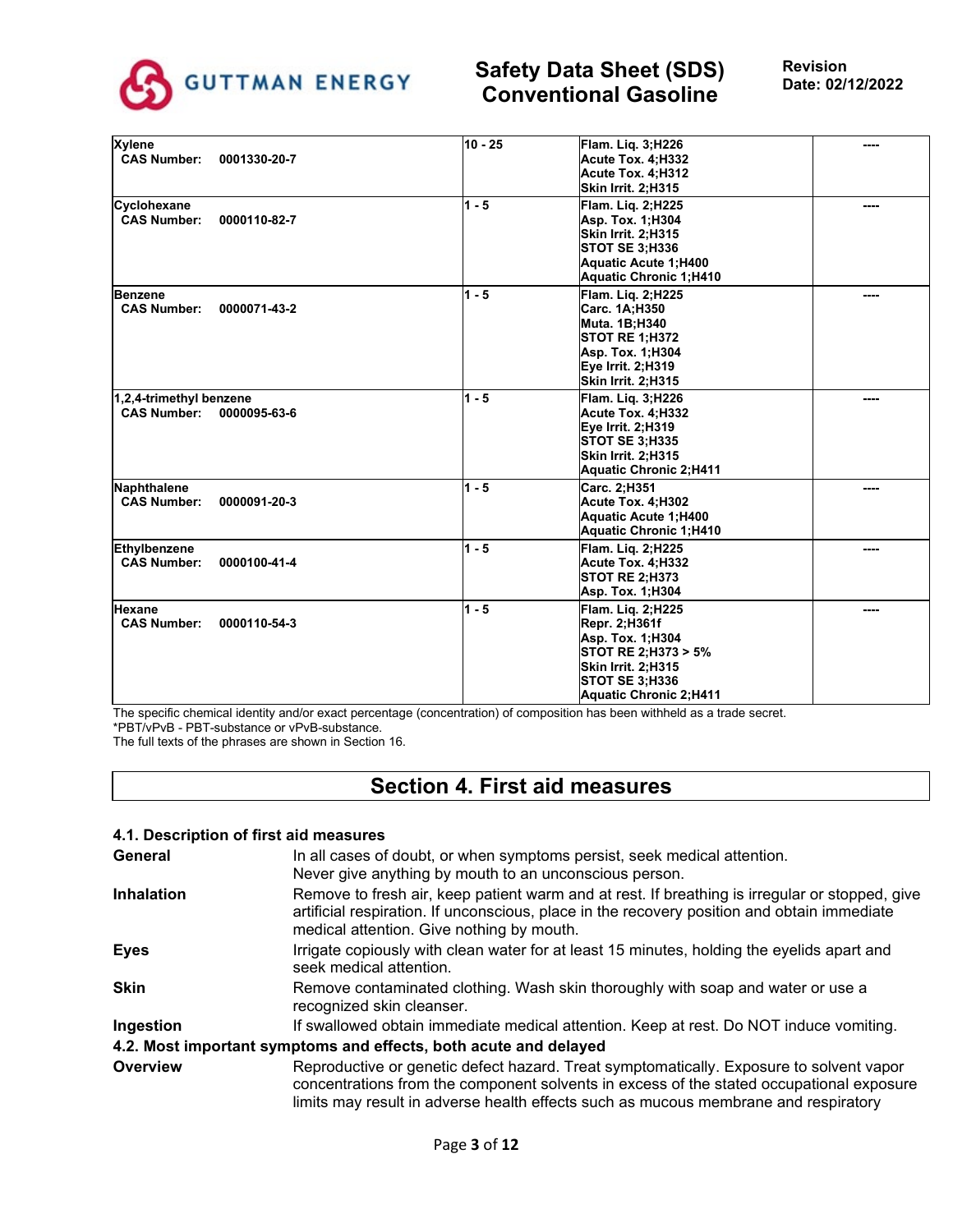| | | | |
|---|---|---|---|
| **Xylene**<br>**CAS Number: 0001330-20-7** | **10 - 25** | **Flam. Liq. 3;H226**<br>**Acute Tox. 4;H332**<br>**Acute Tox. 4;H312**<br>**Skin Irrit. 2;H315** | **----** |
| **Cyclohexane**<br>**CAS Number: 0000110-82-7** | **1 - 5** | **Flam. Liq. 2;H225**<br>**Asp. Tox. 1;H304**<br>**Skin Irrit. 2;H315**<br>**STOT SE 3;H336**<br>**Aquatic Acute 1;H400**<br>**Aquatic Chronic 1;H410** | **----** |
| **Benzene**<br>**CAS Number: 0000071-43-2** | **1 - 5** | **Flam. Liq. 2;H225**<br>**Carc. 1A;H350**<br>**Muta. 1B;H340**<br>**STOT RE 1;H372**<br>**Asp. Tox. 1;H304**<br>**Eye Irrit. 2;H319**<br>**Skin Irrit. 2;H315** | **----** |
| **1,2,4-trimethyl benzene**<br>**CAS Number: 0000095-63-6** | **1 - 5** | **Flam. Liq. 3;H226**<br>**Acute Tox. 4;H332**<br>**Eye Irrit. 2;H319**<br>**STOT SE 3;H335**<br>**Skin Irrit. 2;H315**<br>**Aquatic Chronic 2;H411** | **----** |
| **Naphthalene**<br>**CAS Number: 0000091-20-3** | **1 - 5** | **Carc. 2;H351**<br>**Acute Tox. 4;H302**<br>**Aquatic Acute 1;H400**<br>**Aquatic Chronic 1;H410** | **----** |
| **Ethylbenzene**<br>**CAS Number: 0000100-41-4** | **1 - 5** | **Flam. Liq. 2;H225**<br>**Acute Tox. 4;H332**<br>**STOT RE 2;H373**<br>**Asp. Tox. 1;H304** | **----** |
| **Hexane**<br>**CAS Number: 0000110-54-3** | **1 - 5** | **Flam. Liq. 2;H225**<br>**Repr. 2;H361f**<br>**Asp. Tox. 1;H304**<br>**STOT RE 2;H373 > 5%**<br>**Skin Irrit. 2;H315**<br>**STOT SE 3;H336**<br>**Aquatic Chronic 2;H411** | **----** |

The specific chemical identity and/or exact percentage (concentration) of composition has been withheld as a trade secret.
*PBT/vPvB - PBT-substance or vPvB-substance.
The full texts of the phrases are shown in Section 16.

## Section 4. First aid measures

### 4.1. Description of first aid measures

**General** In all cases of doubt, or when symptoms persist, seek medical attention. Never give anything by mouth to an unconscious person.

**Inhalation** Remove to fresh air, keep patient warm and at rest. If breathing is irregular or stopped, give artificial respiration. If unconscious, place in the recovery position and obtain immediate medical attention. Give nothing by mouth.

**Eyes** Irrigate copiously with clean water for at least 15 minutes, holding the eyelids apart and seek medical attention.

**Skin** Remove contaminated clothing. Wash skin thoroughly with soap and water or use a recognized skin cleanser.

**Ingestion** If swallowed obtain immediate medical attention. Keep at rest. Do NOT induce vomiting.

### 4.2. Most important symptoms and effects, both acute and delayed

**Overview** Reproductive or genetic defect hazard. Treat symptomatically. Exposure to solvent vapor concentrations from the component solvents in excess of the stated occupational exposure limits may result in adverse health effects such as mucous membrane and respiratory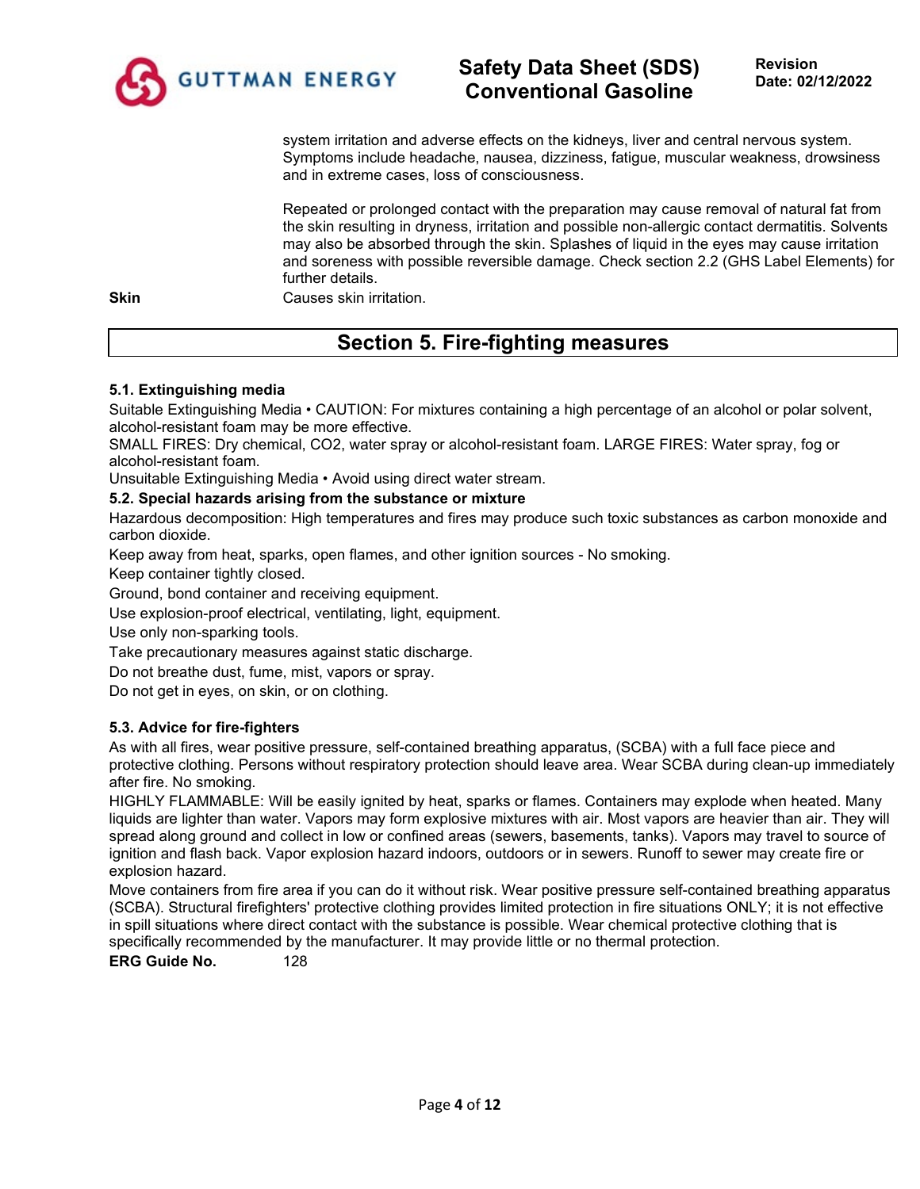system irritation and adverse effects on the kidneys, liver and central nervous system. Symptoms include headache, nausea, dizziness, fatigue, muscular weakness, drowsiness and in extreme cases, loss of consciousness.

Repeated or prolonged contact with the preparation may cause removal of natural fat from the skin resulting in dryness, irritation and possible non-allergic contact dermatitis. Solvents may also be absorbed through the skin. Splashes of liquid in the eyes may cause irritation and soreness with possible reversible damage. Check section 2.2 (GHS Label Elements) for further details.

**Skin** Causes skin irritation.

## Section 5. Fire-fighting measures

### 5.1. Extinguishing media

Suitable Extinguishing Media • CAUTION: For mixtures containing a high percentage of an alcohol or polar solvent, alcohol-resistant foam may be more effective.

SMALL FIRES: Dry chemical, $CO_2$, water spray or alcohol-resistant foam. LARGE FIRES: Water spray, fog or alcohol-resistant foam.

Unsuitable Extinguishing Media • Avoid using direct water stream.

### 5.2. Special hazards arising from the substance or mixture

Hazardous decomposition: High temperatures and fires may produce such toxic substances as carbon monoxide and carbon dioxide.

Keep away from heat, sparks, open flames, and other ignition sources - No smoking.

Keep container tightly closed.

Ground, bond container and receiving equipment.

Use explosion-proof electrical, ventilating, light, equipment.

Use only non-sparking tools.

Take precautionary measures against static discharge.

Do not breathe dust, fume, mist, vapors or spray.

Do not get in eyes, on skin, or on clothing.

### 5.3. Advice for fire-fighters

As with all fires, wear positive pressure, self-contained breathing apparatus, (SCBA) with a full face piece and protective clothing. Persons without respiratory protection should leave area. Wear SCBA during clean-up immediately after fire. No smoking.

HIGHLY FLAMMABLE: Will be easily ignited by heat, sparks or flames. Containers may explode when heated. Many liquids are lighter than water. Vapors may form explosive mixtures with air. Most vapors are heavier than air. They will spread along ground and collect in low or confined areas (sewers, basements, tanks). Vapors may travel to source of ignition and flash back. Vapor explosion hazard indoors, outdoors or in sewers. Runoff to sewer may create fire or explosion hazard.

Move containers from fire area if you can do it without risk. Wear positive pressure self-contained breathing apparatus (SCBA). Structural firefighters' protective clothing provides limited protection in fire situations ONLY; it is not effective in spill situations where direct contact with the substance is possible. Wear chemical protective clothing that is specifically recommended by the manufacturer. It may provide little or no thermal protection.

**ERG Guide No.** 128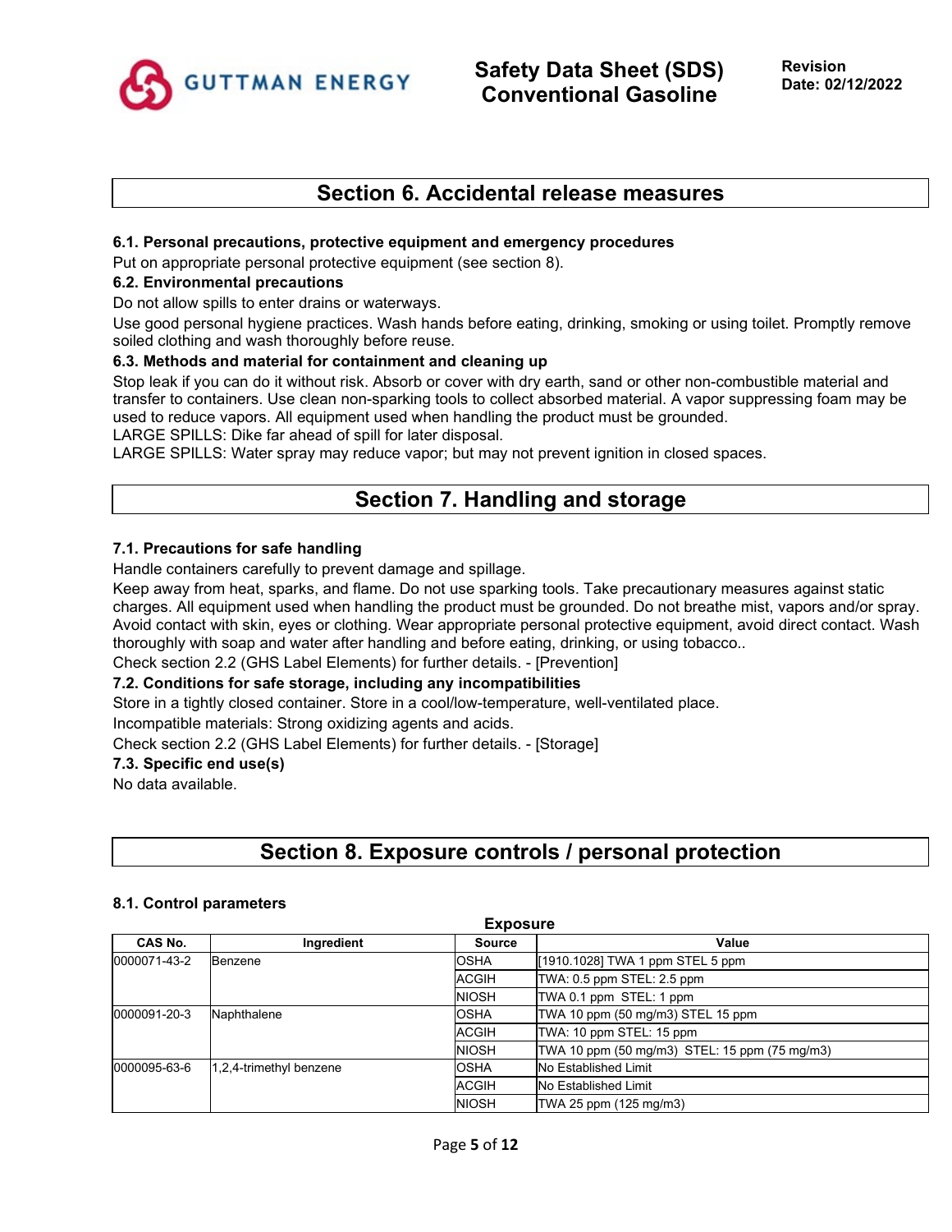## Section 6. Accidental release measures

### 6.1. Personal precautions, protective equipment and emergency procedures

Put on appropriate personal protective equipment (see section 8).

### 6.2. Environmental precautions

Do not allow spills to enter drains or waterways.

Use good personal hygiene practices. Wash hands before eating, drinking, smoking or using toilet. Promptly remove soiled clothing and wash thoroughly before reuse.

### 6.3. Methods and material for containment and cleaning up

Stop leak if you can do it without risk. Absorb or cover with dry earth, sand or other non-combustible material and transfer to containers. Use clean non-sparking tools to collect absorbed material. A vapor suppressing foam may be used to reduce vapors. All equipment used when handling the product must be grounded.

LARGE SPILLS: Dike far ahead of spill for later disposal.

LARGE SPILLS: Water spray may reduce vapor; but may not prevent ignition in closed spaces.

## Section 7. Handling and storage

### 7.1. Precautions for safe handling

Handle containers carefully to prevent damage and spillage.

Keep away from heat, sparks, and flame. Do not use sparking tools. Take precautionary measures against static charges. All equipment used when handling the product must be grounded. Do not breathe mist, vapors and/or spray. Avoid contact with skin, eyes or clothing. Wear appropriate personal protective equipment, avoid direct contact. Wash thoroughly with soap and water after handling and before eating, drinking, or using tobacco..

Check section 2.2 (GHS Label Elements) for further details. - [Prevention]

### 7.2. Conditions for safe storage, including any incompatibilities

Store in a tightly closed container. Store in a cool/low-temperature, well-ventilated place.

Incompatible materials: Strong oxidizing agents and acids.

Check section 2.2 (GHS Label Elements) for further details. - [Storage]

### 7.3. Specific end use(s)

No data available.

## Section 8. Exposure controls / personal protection

### 8.1. Control parameters

**Exposure**

| CAS No. | Ingredient | Source | Value |
|---|---|---|---|
| 0000071-43-2 | Benzene | OSHA | [1910.1028] TWA 1 ppm STEL 5 ppm |
| | | ACGIH | TWA: 0.5 ppm STEL: 2.5 ppm |
| | | NIOSH | TWA 0.1 ppm STEL: 1 ppm |
| 0000091-20-3 | Naphthalene | OSHA | TWA 10 ppm (50 mg/m3) STEL 15 ppm |
| | | ACGIH | TWA: 10 ppm STEL: 15 ppm |
| | | NIOSH | TWA 10 ppm (50 mg/m3) STEL: 15 ppm (75 mg/m3) |
| 0000095-63-6 | 1,2,4-trimethyl benzene | OSHA | No Established Limit |
| | | ACGIH | No Established Limit |
| | | NIOSH | TWA 25 ppm (125 mg/m3) |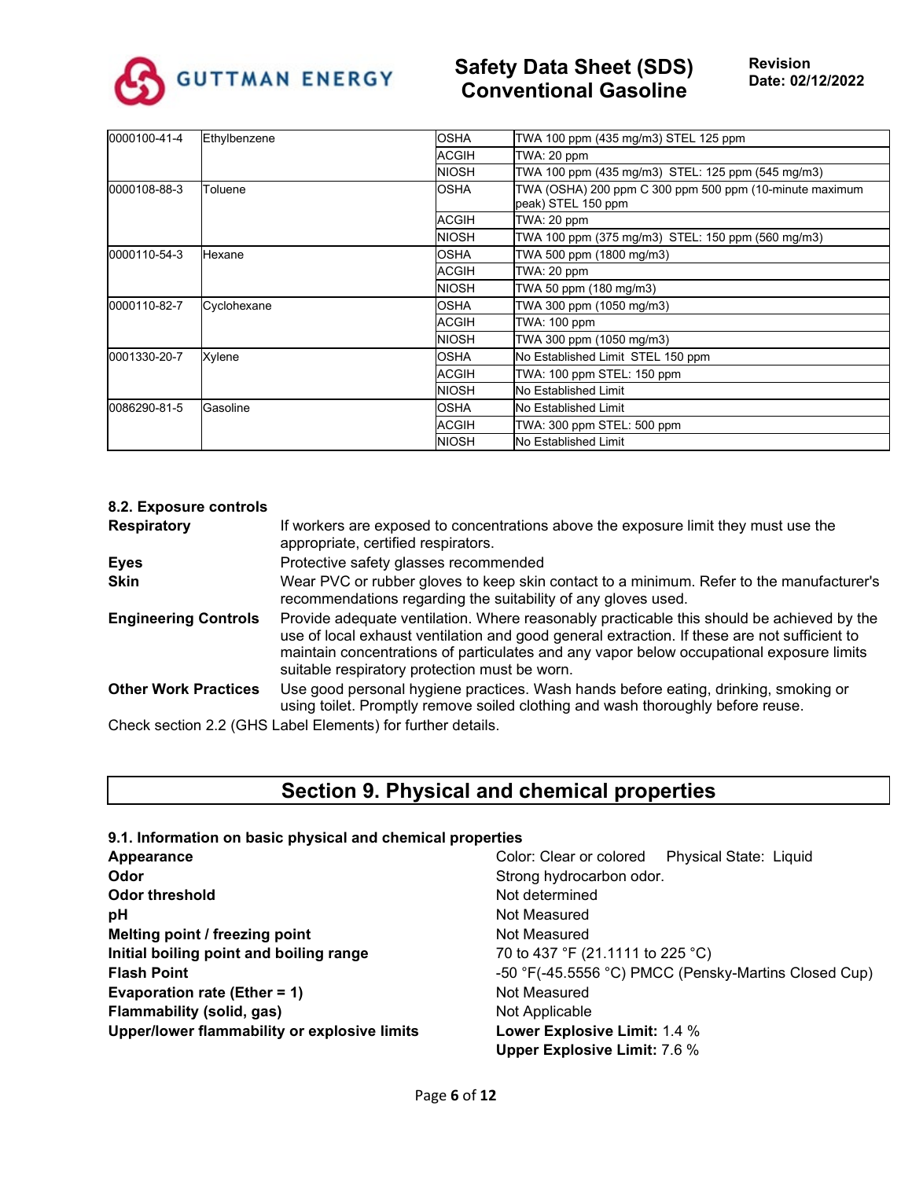| | | | |
|---|---|---|---|
| 0000100-41-4 | Ethylbenzene | OSHA | TWA 100 ppm (435 mg/m3) STEL 125 ppm |
| | | ACGIH | TWA: 20 ppm |
| | | NIOSH | TWA 100 ppm (435 mg/m3) STEL: 125 ppm (545 mg/m3) |
| 0000108-88-3 | Toluene | OSHA | TWA (OSHA) 200 ppm C 300 ppm 500 ppm (10-minute maximum peak) STEL 150 ppm |
| | | ACGIH | TWA: 20 ppm |
| | | NIOSH | TWA 100 ppm (375 mg/m3) STEL: 150 ppm (560 mg/m3) |
| 0000110-54-3 | Hexane | OSHA | TWA 500 ppm (1800 mg/m3) |
| | | ACGIH | TWA: 20 ppm |
| | | NIOSH | TWA 50 ppm (180 mg/m3) |
| 0000110-82-7 | Cyclohexane | OSHA | TWA 300 ppm (1050 mg/m3) |
| | | ACGIH | TWA: 100 ppm |
| | | NIOSH | TWA 300 ppm (1050 mg/m3) |
| 0001330-20-7 | Xylene | OSHA | No Established Limit STEL 150 ppm |
| | | ACGIH | TWA: 100 ppm STEL: 150 ppm |
| | | NIOSH | No Established Limit |
| 0086290-81-5 | Gasoline | OSHA | No Established Limit |
| | | ACGIH | TWA: 300 ppm STEL: 500 ppm |
| | | NIOSH | No Established Limit |

### 8.2. Exposure controls

**Respiratory** If workers are exposed to concentrations above the exposure limit they must use the appropriate, certified respirators.

**Eyes** Protective safety glasses recommended

**Skin** Wear PVC or rubber gloves to keep skin contact to a minimum. Refer to the manufacturer's recommendations regarding the suitability of any gloves used.

**Engineering Controls** Provide adequate ventilation. Where reasonably practicable this should be achieved by the use of local exhaust ventilation and good general extraction. If these are not sufficient to maintain concentrations of particulates and any vapor below occupational exposure limits suitable respiratory protection must be worn.

**Other Work Practices** Use good personal hygiene practices. Wash hands before eating, drinking, smoking or using toilet. Promptly remove soiled clothing and wash thoroughly before reuse.

Check section 2.2 (GHS Label Elements) for further details.

## Section 9. Physical and chemical properties

### 9.1. Information on basic physical and chemical properties

**Appearance** Color: Clear or colored Physical State: Liquid

**Odor** Strong hydrocarbon odor.

**Odor threshold** Not determined

**pH** Not Measured

**Melting point / freezing point** Not Measured

**Initial boiling point and boiling range** 70 to 437 °F (21.1111 to 225 °C)

**Flash Point** -50 °F(-45.5556 °C) PMCC (Pensky-Martins Closed Cup)

**Evaporation rate (Ether = 1)** Not Measured

**Flammability (solid, gas)** Not Applicable

**Upper/lower flammability or explosive limits** **Lower Explosive Limit:** 1.4 %
**Upper Explosive Limit:** 7.6 %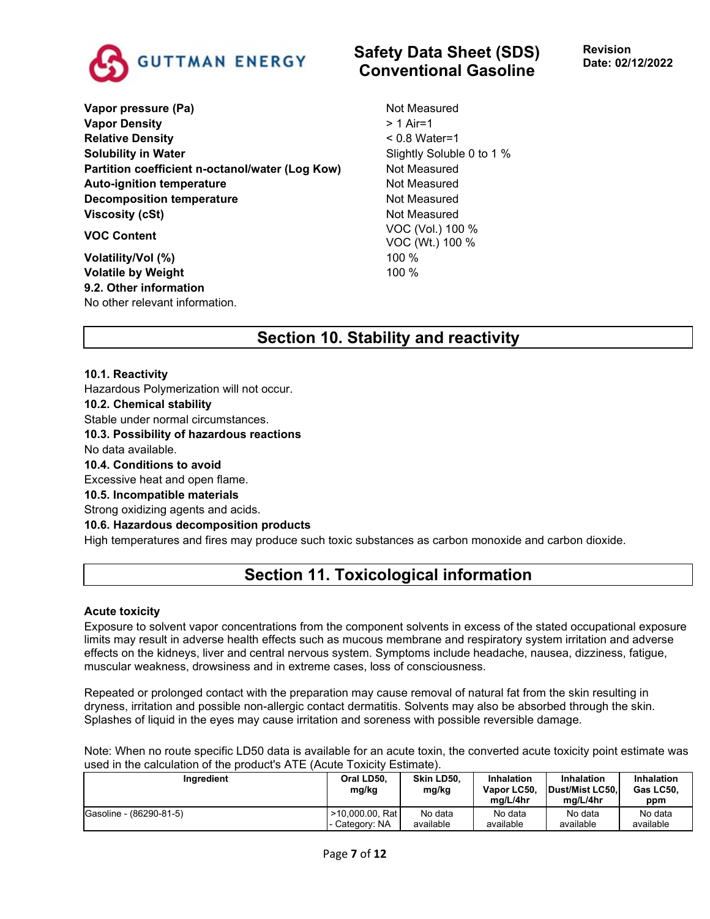| | |
|---|---|
| **Vapor pressure (Pa)** | Not Measured |
| **Vapor Density** | > 1 Air=1 |
| **Relative Density** | < 0.8 Water=1 |
| **Solubility in Water** | Slightly Soluble 0 to 1 % |
| **Partition coefficient n-octanol/water (Log Kow)** | Not Measured |
| **Auto-ignition temperature** | Not Measured |
| **Decomposition temperature** | Not Measured |
| **Viscosity (cSt)** | Not Measured |
| **VOC Content** | VOC (Vol.) 100 %<br>VOC (Wt.) 100 % |
| **Volatility/Vol (%)** | 100 % |
| **Volatile by Weight** | 100 % |

**9.2. Other information**

No other relevant information.

## Section 10. Stability and reactivity

**10.1. Reactivity**

Hazardous Polymerization will not occur.

**10.2. Chemical stability**

Stable under normal circumstances.

**10.3. Possibility of hazardous reactions**

No data available.

**10.4. Conditions to avoid**

Excessive heat and open flame.

**10.5. Incompatible materials**

Strong oxidizing agents and acids.

**10.6. Hazardous decomposition products**

High temperatures and fires may produce such toxic substances as carbon monoxide and carbon dioxide.

## Section 11. Toxicological information

**Acute toxicity**

Exposure to solvent vapor concentrations from the component solvents in excess of the stated occupational exposure limits may result in adverse health effects such as mucous membrane and respiratory system irritation and adverse effects on the kidneys, liver and central nervous system. Symptoms include headache, nausea, dizziness, fatigue, muscular weakness, drowsiness and in extreme cases, loss of consciousness.

Repeated or prolonged contact with the preparation may cause removal of natural fat from the skin resulting in dryness, irritation and possible non-allergic contact dermatitis. Solvents may also be absorbed through the skin. Splashes of liquid in the eyes may cause irritation and soreness with possible reversible damage.

Note: When no route specific LD50 data is available for an acute toxin, the converted acute toxicity point estimate was used in the calculation of the product's ATE (Acute Toxicity Estimate).

| Ingredient | Oral LD50, mg/kg | Skin LD50, mg/kg | Inhalation Vapor LC50, mg/L/4hr | Inhalation Dust/Mist LC50, mg/L/4hr | Inhalation Gas LC50, ppm |
|---|---|---|---|---|---|
| Gasoline - (86290-81-5) | >10,000.00, Rat - Category: NA | No data available | No data available | No data available | No data available |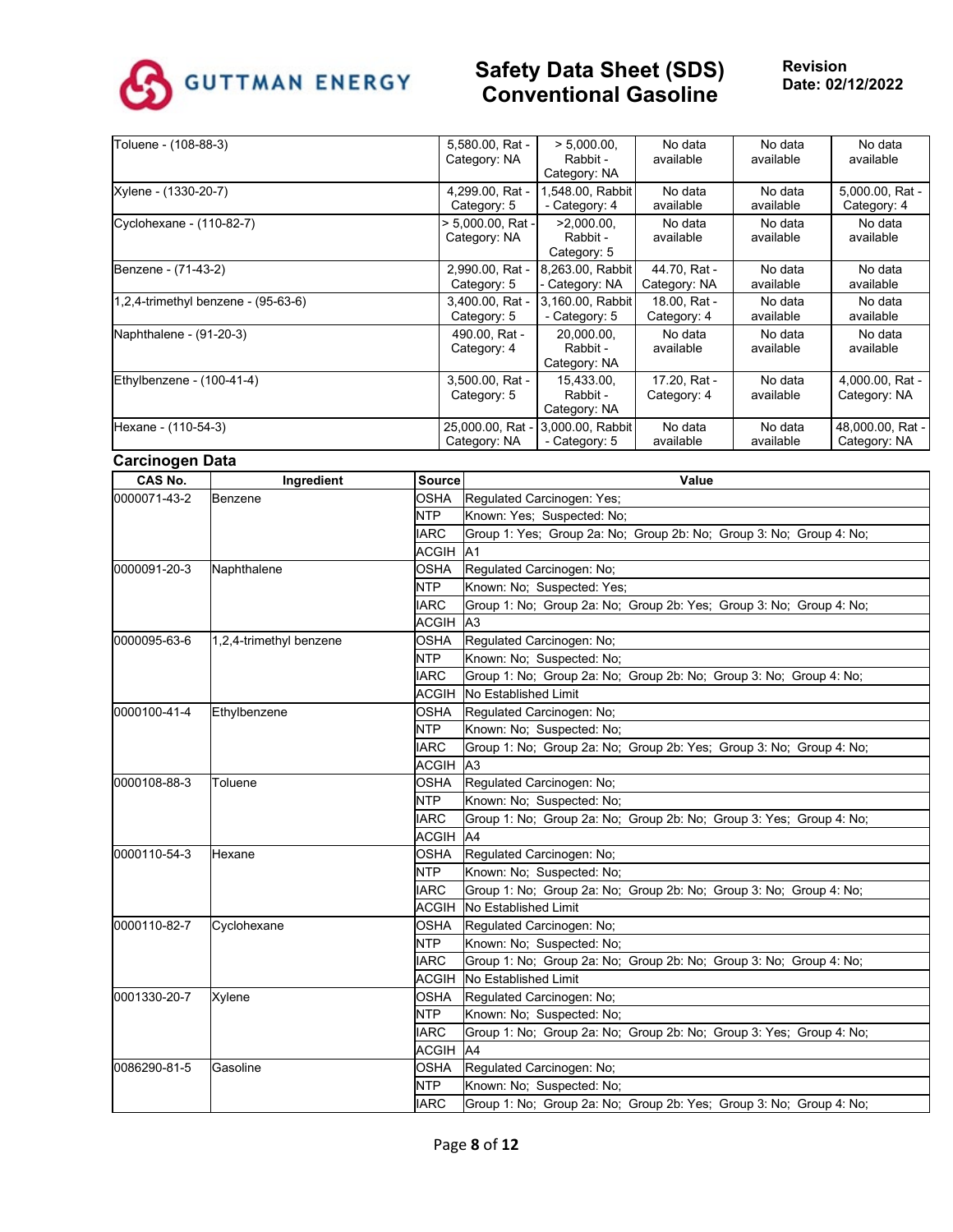| | | | | | |
|---|---|---|---|---|---|
| Toluene - (108-88-3) | 5,580.00, Rat - Category: NA | > 5,000.00, Rabbit - Category: NA | No data available | No data available | No data available |
| Xylene - (1330-20-7) | 4,299.00, Rat - Category: 5 | 1,548.00, Rabbit - Category: 4 | No data available | No data available | 5,000.00, Rat - Category: 4 |
| Cyclohexane - (110-82-7) | > 5,000.00, Rat - Category: NA | >2,000.00, Rabbit - Category: 5 | No data available | No data available | No data available |
| Benzene - (71-43-2) | 2,990.00, Rat - Category: 5 | 8,263.00, Rabbit - Category: NA | 44.70, Rat - Category: NA | No data available | No data available |
| 1,2,4-trimethyl benzene - (95-63-6) | 3,400.00, Rat - Category: 5 | 3,160.00, Rabbit - Category: 5 | 18.00, Rat - Category: 4 | No data available | No data available |
| Naphthalene - (91-20-3) | 490.00, Rat - Category: 4 | 20,000.00, Rabbit - Category: NA | No data available | No data available | No data available |
| Ethylbenzene - (100-41-4) | 3,500.00, Rat - Category: 5 | 15,433.00, Rabbit - Category: NA | 17.20, Rat - Category: 4 | No data available | 4,000.00, Rat - Category: NA |
| Hexane - (110-54-3) | 25,000.00, Rat - Category: NA | 3,000.00, Rabbit - Category: 5 | No data available | No data available | 48,000.00, Rat - Category: NA |

### Carcinogen Data

| CAS No. | Ingredient | Source | Value |
|---|---|---|---|
| 0000071-43-2 | Benzene | OSHA | Regulated Carcinogen: Yes; |
| | | NTP | Known: Yes; Suspected: No; |
| | | IARC | Group 1: Yes; Group 2a: No; Group 2b: No; Group 3: No; Group 4: No; |
| | | ACGIH | A1 |
| 0000091-20-3 | Naphthalene | OSHA | Regulated Carcinogen: No; |
| | | NTP | Known: No; Suspected: Yes; |
| | | IARC | Group 1: No; Group 2a: No; Group 2b: Yes; Group 3: No; Group 4: No; |
| | | ACGIH | A3 |
| 0000095-63-6 | 1,2,4-trimethyl benzene | OSHA | Regulated Carcinogen: No; |
| | | NTP | Known: No; Suspected: No; |
| | | IARC | Group 1: No; Group 2a: No; Group 2b: No; Group 3: No; Group 4: No; |
| | | ACGIH | No Established Limit |
| 0000100-41-4 | Ethylbenzene | OSHA | Regulated Carcinogen: No; |
| | | NTP | Known: No; Suspected: No; |
| | | IARC | Group 1: No; Group 2a: No; Group 2b: Yes; Group 3: No; Group 4: No; |
| | | ACGIH | A3 |
| 0000108-88-3 | Toluene | OSHA | Regulated Carcinogen: No; |
| | | NTP | Known: No; Suspected: No; |
| | | IARC | Group 1: No; Group 2a: No; Group 2b: No; Group 3: Yes; Group 4: No; |
| | | ACGIH | A4 |
| 0000110-54-3 | Hexane | OSHA | Regulated Carcinogen: No; |
| | | NTP | Known: No; Suspected: No; |
| | | IARC | Group 1: No; Group 2a: No; Group 2b: No; Group 3: No; Group 4: No; |
| | | ACGIH | No Established Limit |
| 0000110-82-7 | Cyclohexane | OSHA | Regulated Carcinogen: No; |
| | | NTP | Known: No; Suspected: No; |
| | | IARC | Group 1: No; Group 2a: No; Group 2b: No; Group 3: No; Group 4: No; |
| | | ACGIH | No Established Limit |
| 0001330-20-7 | Xylene | OSHA | Regulated Carcinogen: No; |
| | | NTP | Known: No; Suspected: No; |
| | | IARC | Group 1: No; Group 2a: No; Group 2b: No; Group 3: Yes; Group 4: No; |
| | | ACGIH | A4 |
| 0086290-81-5 | Gasoline | OSHA | Regulated Carcinogen: No; |
| | | NTP | Known: No; Suspected: No; |
| | | IARC | Group 1: No; Group 2a: No; Group 2b: Yes; Group 3: No; Group 4: No; |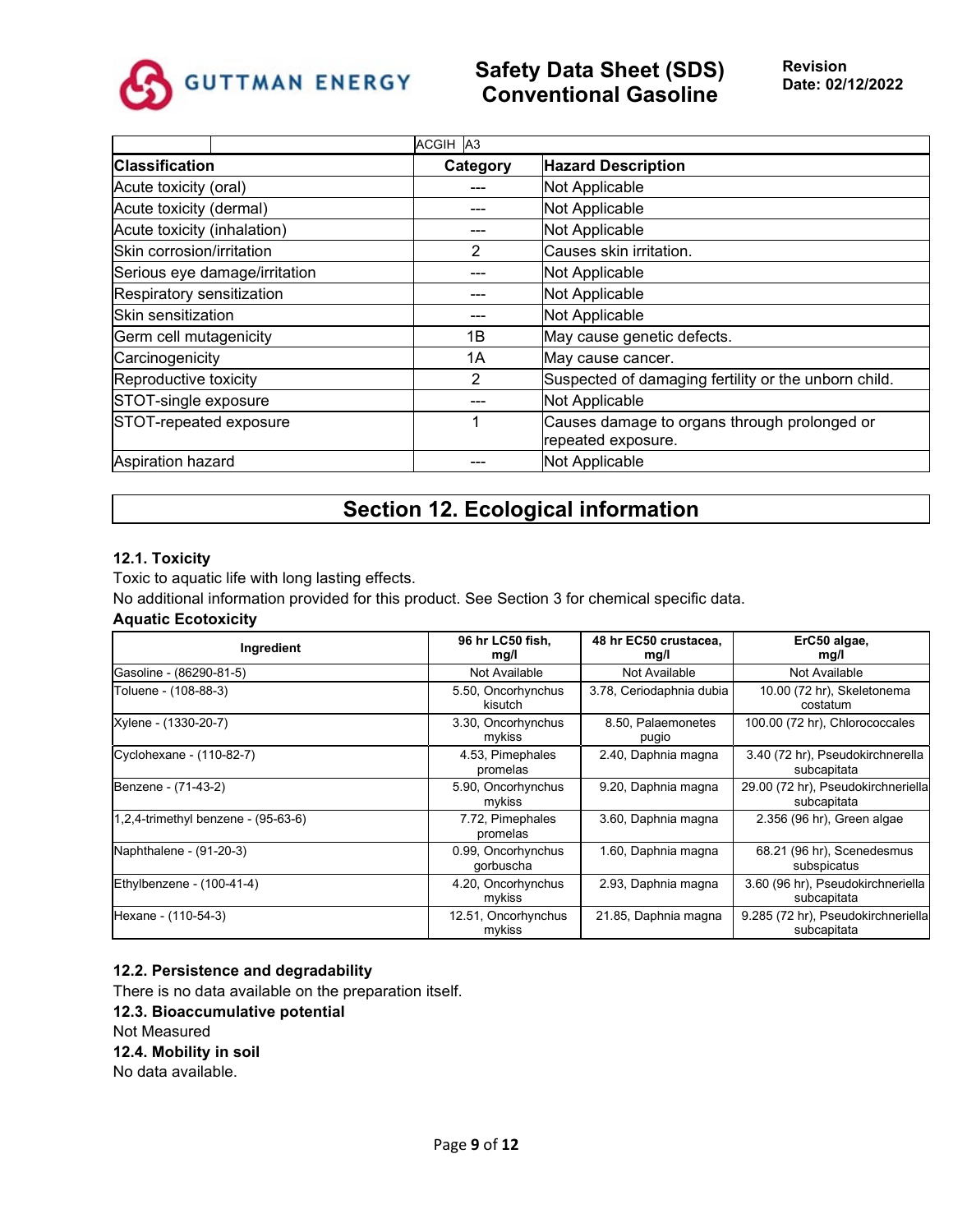| | | ACGIH | A3 |
|---|---|---|---|

| Classification | Category | Hazard Description |
|---|---|---|
| Acute toxicity (oral) | --- | Not Applicable |
| Acute toxicity (dermal) | --- | Not Applicable |
| Acute toxicity (inhalation) | --- | Not Applicable |
| Skin corrosion/irritation | 2 | Causes skin irritation. |
| Serious eye damage/irritation | --- | Not Applicable |
| Respiratory sensitization | --- | Not Applicable |
| Skin sensitization | --- | Not Applicable |
| Germ cell mutagenicity | 1B | May cause genetic defects. |
| Carcinogenicity | 1A | May cause cancer. |
| Reproductive toxicity | 2 | Suspected of damaging fertility or the unborn child. |
| STOT-single exposure | --- | Not Applicable |
| STOT-repeated exposure | 1 | Causes damage to organs through prolonged or repeated exposure. |
| Aspiration hazard | --- | Not Applicable |

# Section 12. Ecological information

### 12.1. Toxicity

Toxic to aquatic life with long lasting effects.

No additional information provided for this product. See Section 3 for chemical specific data.

**Aquatic Ecotoxicity**

| Ingredient | 96 hr LC50 fish, mg/l | 48 hr EC50 crustacea, mg/l | ErC50 algae, mg/l |
|---|---|---|---|
| Gasoline - (86290-81-5) | Not Available | Not Available | Not Available |
| Toluene - (108-88-3) | 5.50, Oncorhynchus kisutch | 3.78, Ceriodaphnia dubia | 10.00 (72 hr), Skeletonema costatum |
| Xylene - (1330-20-7) | 3.30, Oncorhynchus mykiss | 8.50, Palaemonetes pugio | 100.00 (72 hr), Chlorococcales |
| Cyclohexane - (110-82-7) | 4.53, Pimephales promelas | 2.40, Daphnia magna | 3.40 (72 hr), Pseudokirchnerella subcapitata |
| Benzene - (71-43-2) | 5.90, Oncorhynchus mykiss | 9.20, Daphnia magna | 29.00 (72 hr), Pseudokirchneriella subcapitata |
| 1,2,4-trimethyl benzene - (95-63-6) | 7.72, Pimephales promelas | 3.60, Daphnia magna | 2.356 (96 hr), Green algae |
| Naphthalene - (91-20-3) | 0.99, Oncorhynchus gorbuscha | 1.60, Daphnia magna | 68.21 (96 hr), Scenedesmus subspicatus |
| Ethylbenzene - (100-41-4) | 4.20, Oncorhynchus mykiss | 2.93, Daphnia magna | 3.60 (96 hr), Pseudokirchneriella subcapitata |
| Hexane - (110-54-3) | 12.51, Oncorhynchus mykiss | 21.85, Daphnia magna | 9.285 (72 hr), Pseudokirchneriella subcapitata |

### 12.2. Persistence and degradability

There is no data available on the preparation itself.

### 12.3. Bioaccumulative potential

Not Measured

### 12.4. Mobility in soil

No data available.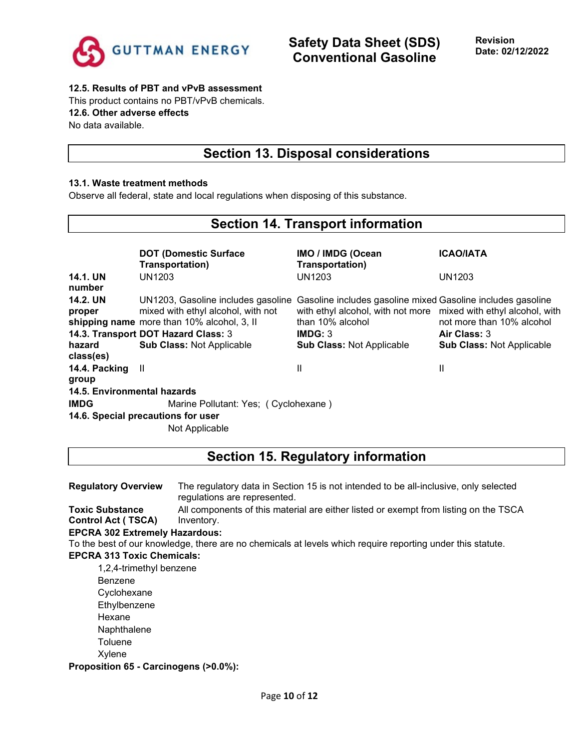**12.5. Results of PBT and vPvB assessment**

This product contains no PBT/vPvB chemicals.

**12.6. Other adverse effects**

No data available.

## Section 13. Disposal considerations

**13.1. Waste treatment methods**

Observe all federal, state and local regulations when disposing of this substance.

## Section 14. Transport information

| | DOT (Domestic Surface Transportation) | IMO / IMDG (Ocean Transportation) | ICAO/IATA |
|---|---|---|---|
| **14.1. UN number** | UN1203 | UN1203 | UN1203 |
| **14.2. UN proper shipping name** | UN1203, Gasoline includes gasoline mixed with ethyl alcohol, with not more than 10% alcohol, 3, II | Gasoline includes gasoline mixed with ethyl alcohol, with not more than 10% alcohol | Gasoline includes gasoline mixed with ethyl alcohol, with not more than 10% alcohol |
| **14.3. Transport hazard class(es)** | **DOT Hazard Class:** 3<br>**Sub Class:** Not Applicable | **IMDG:** 3<br>**Sub Class:** Not Applicable | **Air Class:** 3<br>**Sub Class:** Not Applicable |
| **14.4. Packing group** | II | II | II |

**14.5. Environmental hazards**

**IMDG** Marine Pollutant: Yes; ( Cyclohexane )

**14.6. Special precautions for user**

Not Applicable

## Section 15. Regulatory information

**Regulatory Overview** The regulatory data in Section 15 is not intended to be all-inclusive, only selected regulations are represented.

**Toxic Substance Control Act ( TSCA)** All components of this material are either listed or exempt from listing on the TSCA Inventory.

**EPCRA 302 Extremely Hazardous:**

To the best of our knowledge, there are no chemicals at levels which require reporting under this statute.

**EPCRA 313 Toxic Chemicals:**

- 1,2,4-trimethyl benzene
- Benzene
- Cyclohexane
- Ethylbenzene
- Hexane
- Naphthalene
- Toluene
- Xylene

**Proposition 65 - Carcinogens (>0.0%):**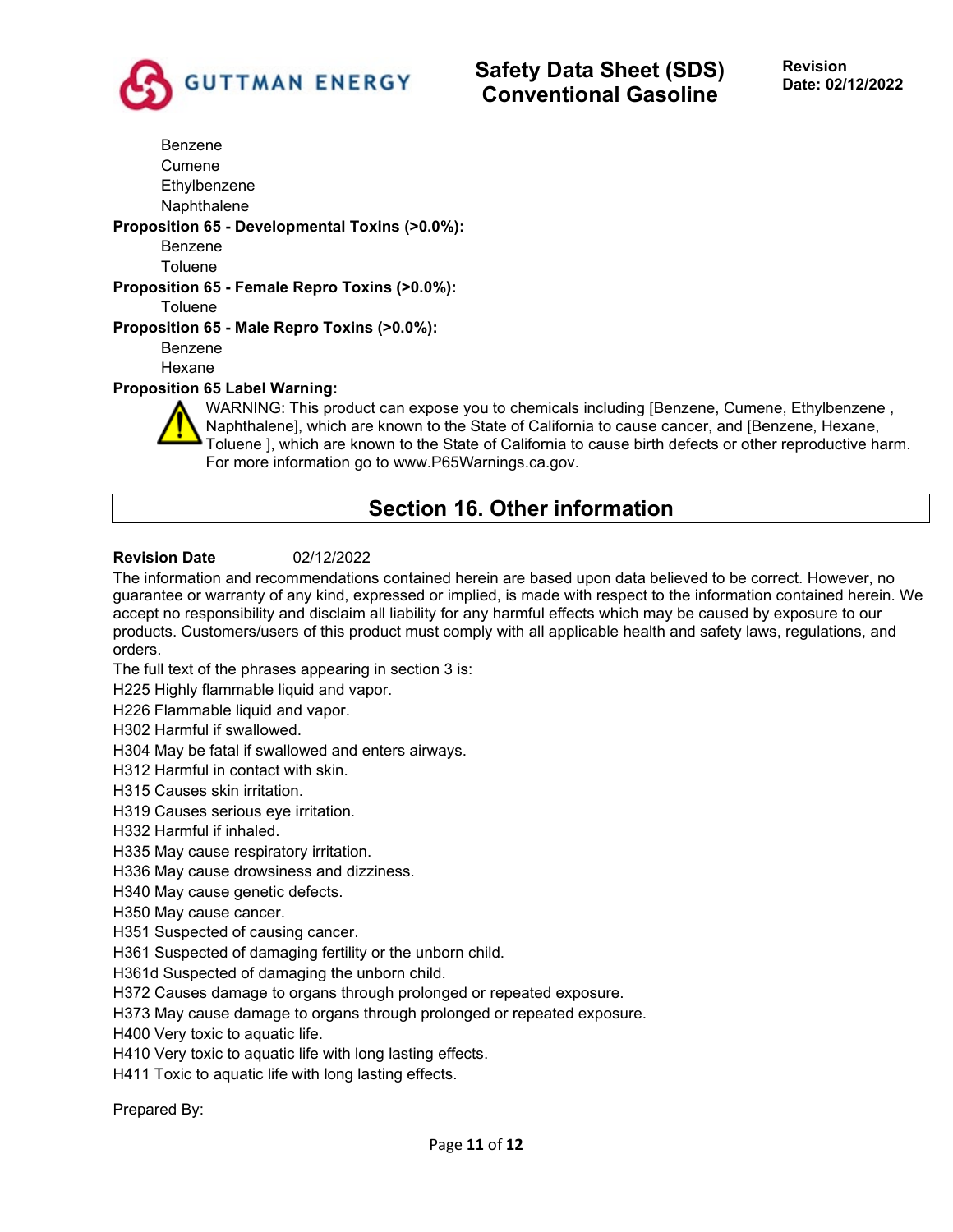Benzene
Cumene
Ethylbenzene
Naphthalene

**Proposition 65 - Developmental Toxins (>0.0%):**

Benzene
Toluene

**Proposition 65 - Female Repro Toxins (>0.0%):**

Toluene

**Proposition 65 - Male Repro Toxins (>0.0%):**

Benzene
Hexane

**Proposition 65 Label Warning:**

WARNING: This product can expose you to chemicals including [Benzene, Cumene, Ethylbenzene , Naphthalene], which are known to the State of California to cause cancer, and [Benzene, Hexane, Toluene ], which are known to the State of California to cause birth defects or other reproductive harm. For more information go to www.P65Warnings.ca.gov.

## Section 16. Other information

**Revision Date** 02/12/2022

The information and recommendations contained herein are based upon data believed to be correct. However, no guarantee or warranty of any kind, expressed or implied, is made with respect to the information contained herein. We accept no responsibility and disclaim all liability for any harmful effects which may be caused by exposure to our products. Customers/users of this product must comply with all applicable health and safety laws, regulations, and orders.

The full text of the phrases appearing in section 3 is:

H225 Highly flammable liquid and vapor.
H226 Flammable liquid and vapor.
H302 Harmful if swallowed.
H304 May be fatal if swallowed and enters airways.
H312 Harmful in contact with skin.
H315 Causes skin irritation.
H319 Causes serious eye irritation.
H332 Harmful if inhaled.
H335 May cause respiratory irritation.
H336 May cause drowsiness and dizziness.
H340 May cause genetic defects.
H350 May cause cancer.
H351 Suspected of causing cancer.
H361 Suspected of damaging fertility or the unborn child.
H361d Suspected of damaging the unborn child.
H372 Causes damage to organs through prolonged or repeated exposure.
H373 May cause damage to organs through prolonged or repeated exposure.
H400 Very toxic to aquatic life.
H410 Very toxic to aquatic life with long lasting effects.
H411 Toxic to aquatic life with long lasting effects.

Prepared By: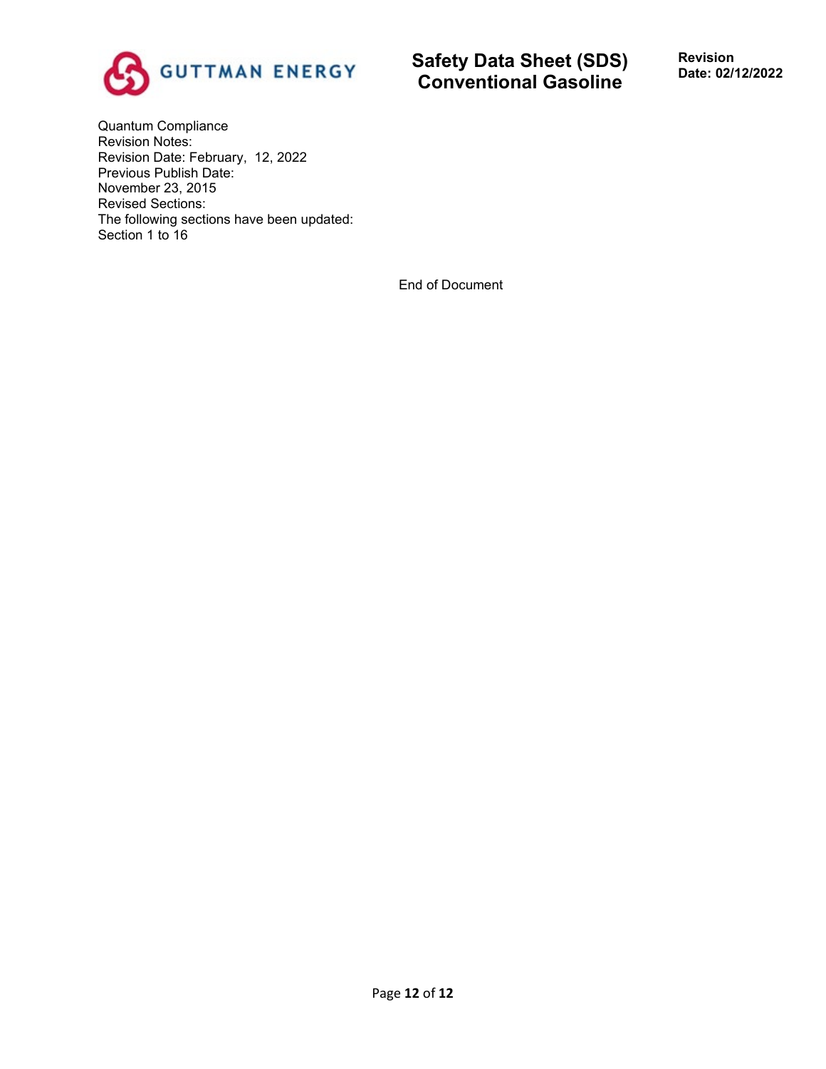Quantum Compliance
Revision Notes:
Revision Date: February,  12, 2022
Previous Publish Date:
November 23, 2015
Revised Sections:
The following sections have been updated:
Section 1 to 16

End of Document